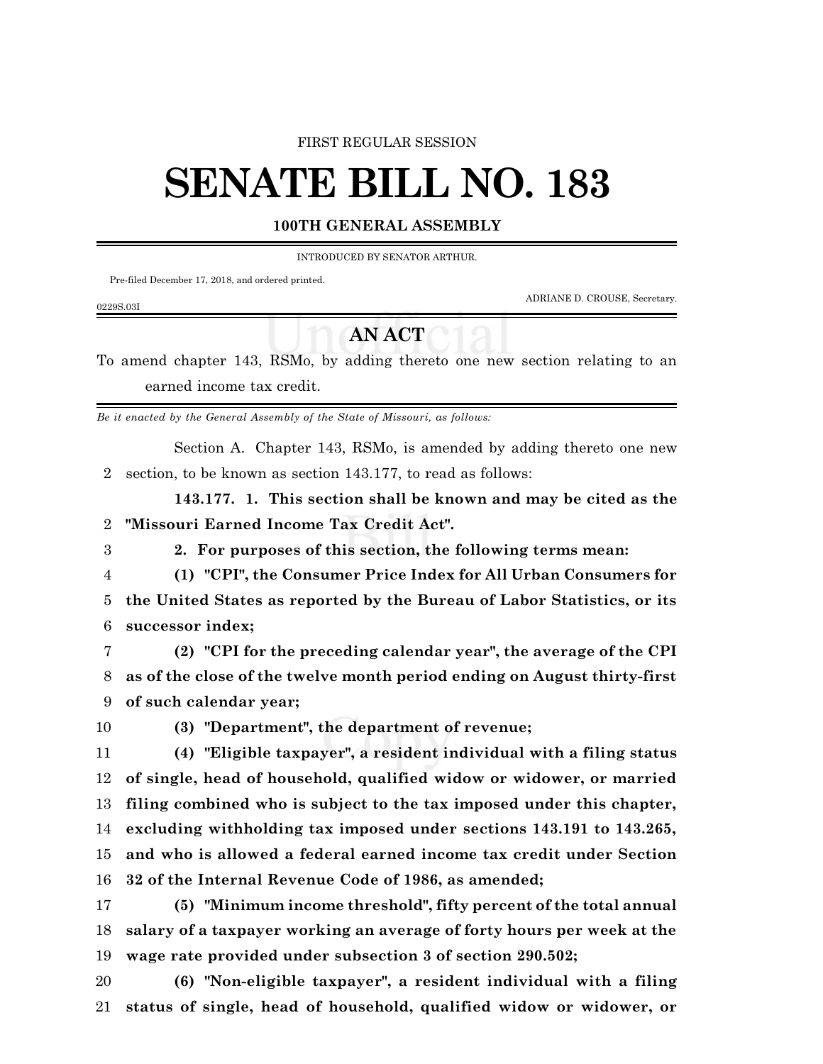FIRST REGULAR SESSION

# SENATE BILL NO. 183

**100TH GENERAL ASSEMBLY**

INTRODUCED BY SENATOR ARTHUR.

Pre-filed December 17, 2018, and ordered printed.

ADRIANE D. CROUSE, Secretary.

0229S.03I

## AN ACT

To amend chapter 143, RSMo, by adding thereto one new section relating to an earned income tax credit.

*Be it enacted by the General Assembly of the State of Missouri, as follows:*

Section A. Chapter 143, RSMo, is amended by adding thereto one new section, to be known as section 143.177, to read as follows:

**143.177. 1. This section shall be known and may be cited as the "Missouri Earned Income Tax Credit Act".**

**2. For purposes of this section, the following terms mean:**

**(1) "CPI", the Consumer Price Index for All Urban Consumers for the United States as reported by the Bureau of Labor Statistics, or its successor index;**

**(2) "CPI for the preceding calendar year", the average of the CPI as of the close of the twelve month period ending on August thirty-first of such calendar year;**

**(3) "Department", the department of revenue;**

**(4) "Eligible taxpayer", a resident individual with a filing status of single, head of household, qualified widow or widower, or married filing combined who is subject to the tax imposed under this chapter, excluding withholding tax imposed under sections 143.191 to 143.265, and who is allowed a federal earned income tax credit under Section 32 of the Internal Revenue Code of 1986, as amended;**

**(5) "Minimum income threshold", fifty percent of the total annual salary of a taxpayer working an average of forty hours per week at the wage rate provided under subsection 3 of section 290.502;**

**(6) "Non-eligible taxpayer", a resident individual with a filing status of single, head of household, qualified widow or widower, or**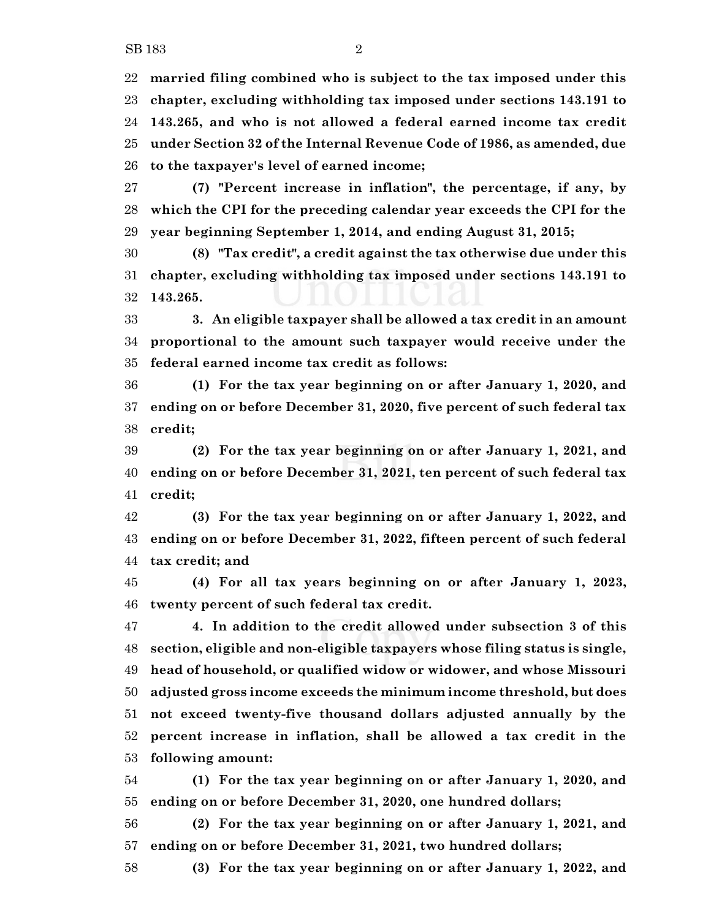**married filing combined who is subject to the tax imposed under this chapter, excluding withholding tax imposed under sections 143.191 to 143.265, and who is not allowed a federal earned income tax credit under Section 32 of the Internal Revenue Code of 1986, as amended, due to the taxpayer's level of earned income;**

**(7) "Percent increase in inflation", the percentage, if any, by which the CPI for the preceding calendar year exceeds the CPI for the year beginning September 1, 2014, and ending August 31, 2015;**

**(8) "Tax credit", a credit against the tax otherwise due under this chapter, excluding withholding tax imposed under sections 143.191 to 143.265.**

**3. An eligible taxpayer shall be allowed a tax credit in an amount proportional to the amount such taxpayer would receive under the federal earned income tax credit as follows:**

**(1) For the tax year beginning on or after January 1, 2020, and ending on or before December 31, 2020, five percent of such federal tax credit;**

**(2) For the tax year beginning on or after January 1, 2021, and ending on or before December 31, 2021, ten percent of such federal tax credit;**

**(3) For the tax year beginning on or after January 1, 2022, and ending on or before December 31, 2022, fifteen percent of such federal tax credit; and**

**(4) For all tax years beginning on or after January 1, 2023, twenty percent of such federal tax credit.**

**4. In addition to the credit allowed under subsection 3 of this section, eligible and non-eligible taxpayers whose filing status is single, head of household, or qualified widow or widower, and whose Missouri adjusted gross income exceeds the minimum income threshold, but does not exceed twenty-five thousand dollars adjusted annually by the percent increase in inflation, shall be allowed a tax credit in the following amount:**

**(1) For the tax year beginning on or after January 1, 2020, and ending on or before December 31, 2020, one hundred dollars;**

**(2) For the tax year beginning on or after January 1, 2021, and ending on or before December 31, 2021, two hundred dollars;**

**(3) For the tax year beginning on or after January 1, 2022, and**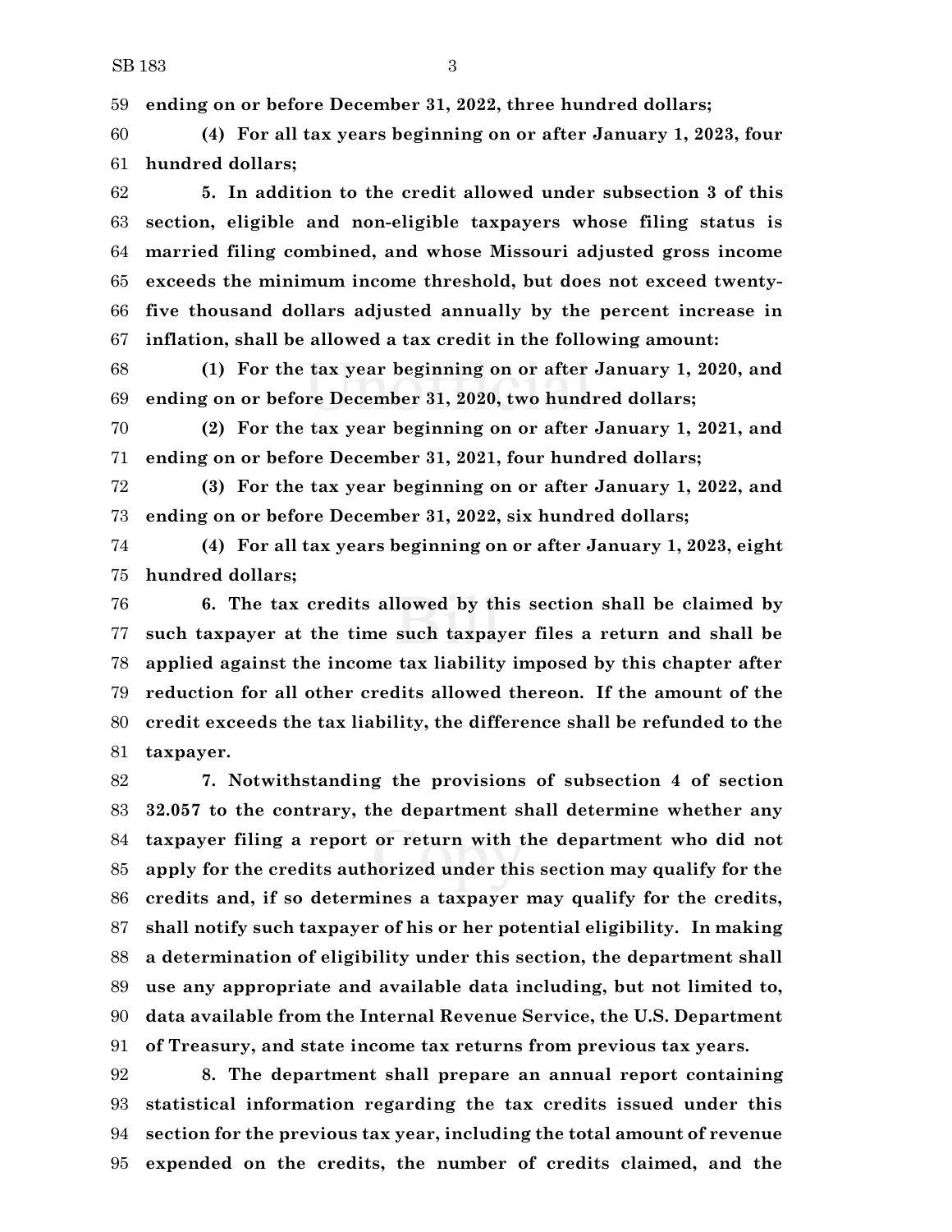**ending on or before December 31, 2022, three hundred dollars;**

**(4) For all tax years beginning on or after January 1, 2023, four hundred dollars;**

**5. In addition to the credit allowed under subsection 3 of this section, eligible and non-eligible taxpayers whose filing status is married filing combined, and whose Missouri adjusted gross income exceeds the minimum income threshold, but does not exceed twenty-five thousand dollars adjusted annually by the percent increase in inflation, shall be allowed a tax credit in the following amount:**

**(1) For the tax year beginning on or after January 1, 2020, and ending on or before December 31, 2020, two hundred dollars;**

**(2) For the tax year beginning on or after January 1, 2021, and ending on or before December 31, 2021, four hundred dollars;**

**(3) For the tax year beginning on or after January 1, 2022, and ending on or before December 31, 2022, six hundred dollars;**

**(4) For all tax years beginning on or after January 1, 2023, eight hundred dollars;**

**6. The tax credits allowed by this section shall be claimed by such taxpayer at the time such taxpayer files a return and shall be applied against the income tax liability imposed by this chapter after reduction for all other credits allowed thereon. If the amount of the credit exceeds the tax liability, the difference shall be refunded to the taxpayer.**

**7. Notwithstanding the provisions of subsection 4 of section 32.057 to the contrary, the department shall determine whether any taxpayer filing a report or return with the department who did not apply for the credits authorized under this section may qualify for the credits and, if so determines a taxpayer may qualify for the credits, shall notify such taxpayer of his or her potential eligibility. In making a determination of eligibility under this section, the department shall use any appropriate and available data including, but not limited to, data available from the Internal Revenue Service, the U.S. Department of Treasury, and state income tax returns from previous tax years.**

**8. The department shall prepare an annual report containing statistical information regarding the tax credits issued under this section for the previous tax year, including the total amount of revenue expended on the credits, the number of credits claimed, and the**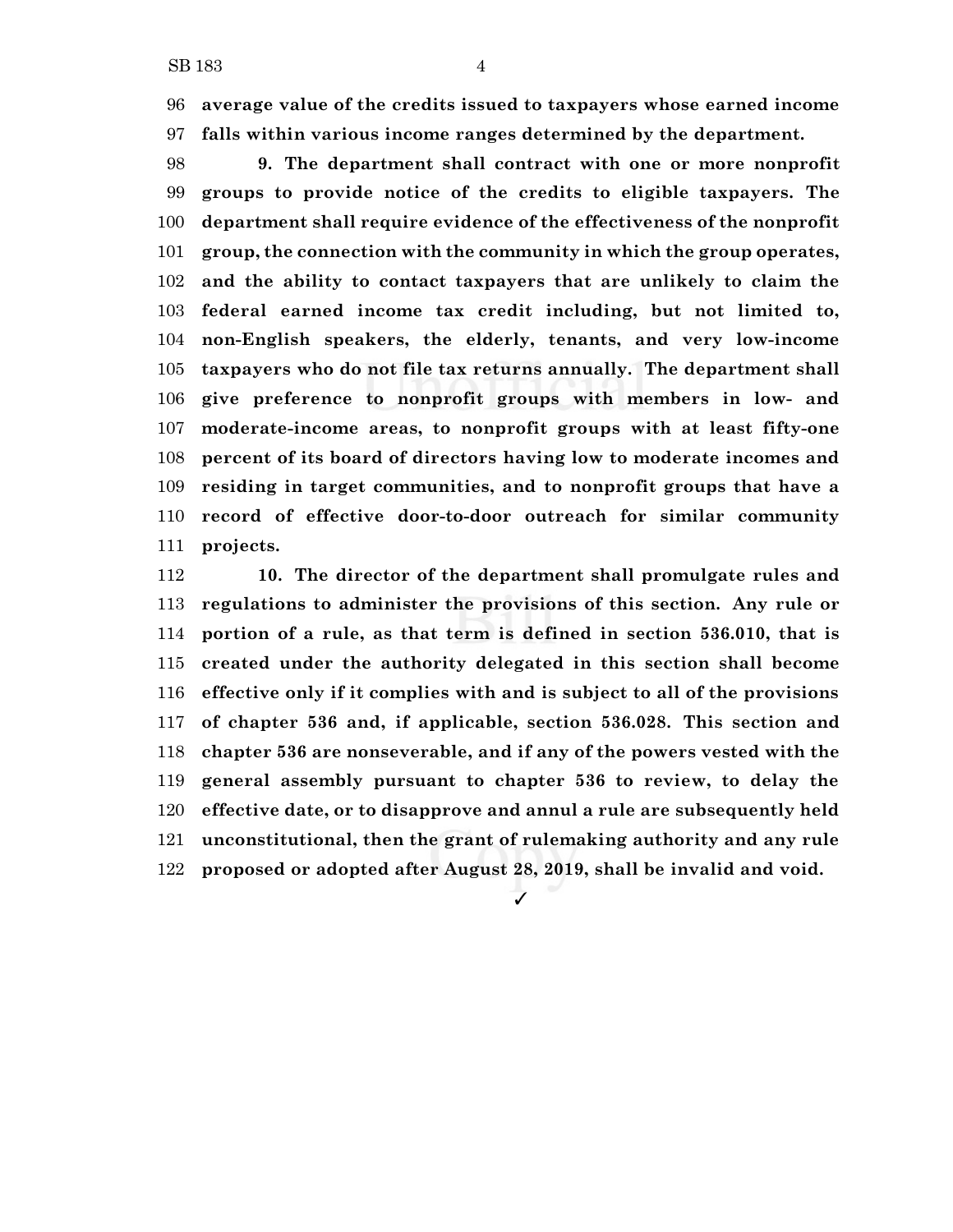**average value of the credits issued to taxpayers whose earned income falls within various income ranges determined by the department.**

**9. The department shall contract with one or more nonprofit groups to provide notice of the credits to eligible taxpayers. The department shall require evidence of the effectiveness of the nonprofit group, the connection with the community in which the group operates, and the ability to contact taxpayers that are unlikely to claim the federal earned income tax credit including, but not limited to, non-English speakers, the elderly, tenants, and very low-income taxpayers who do not file tax returns annually. The department shall give preference to nonprofit groups with members in low- and moderate-income areas, to nonprofit groups with at least fifty-one percent of its board of directors having low to moderate incomes and residing in target communities, and to nonprofit groups that have a record of effective door-to-door outreach for similar community projects.**

**10. The director of the department shall promulgate rules and regulations to administer the provisions of this section. Any rule or portion of a rule, as that term is defined in section 536.010, that is created under the authority delegated in this section shall become effective only if it complies with and is subject to all of the provisions of chapter 536 and, if applicable, section 536.028. This section and chapter 536 are nonseverable, and if any of the powers vested with the general assembly pursuant to chapter 536 to review, to delay the effective date, or to disapprove and annul a rule are subsequently held unconstitutional, then the grant of rulemaking authority and any rule proposed or adopted after August 28, 2019, shall be invalid and void.**

✓